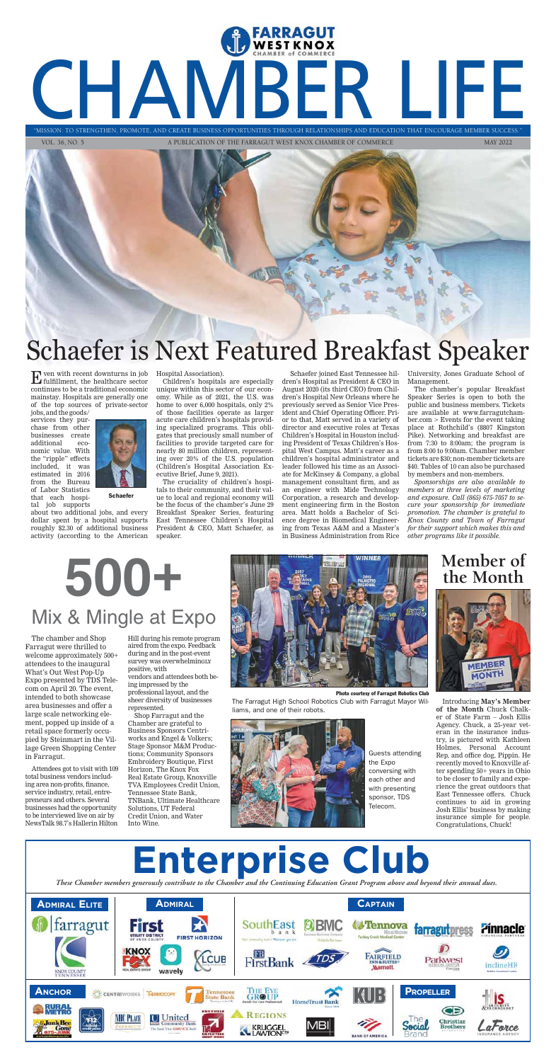# CHAMBER LIFE

FARRAGUT WEST KNOX CHAMBER of COMMERCE

"MISSION: TO STRENGTHEN, PROMOTE, AND CREATE BUSINESS OPPORTUNITIES THROUGH RELATIONSHIPS AND EDUCATION THAT ENCOURAGE MEMBER SUCCESS."

VOL. 36, NO. 5 — A PUBLICATION OF THE FARRAGUT WEST KNOX CHAMBER OF COMMERCE — MAY 2022

# Schaefer is Next Featured Breakfast Speaker

Even with recent downturns in job fulfillment, the healthcare sector continues to be a traditional economic mainstay. Hospitals are generally one of the top sources of private-sector jobs, and the goods/services they purchase from other businesses create additional economic value. With the "ripple" effects included, it was estimated in 2016 from the Bureau of Labor Statistics that each hospital job supports about two additional jobs, and every dollar spent by a hospital supports roughly $2.30 of additional business activity (according to the American Hospital Association).

Schaefer

Children's hospitals are especially unique within this sector of our economy. While as of 2021, the U.S. was home to over 6,000 hospitals, only 2% of those facilities operate as larger acute care children's hospitals providing specialized programs. This obligates that preciously small number of facilities to provide targeted care for nearly 80 million children, representing over 20% of the U.S. population (Children's Hospital Association Executive Brief, June 9, 2021).

The cruciality of children's hospitals to their community, and their value to local and regional economy will be the focus of the chamber's June 29 Breakfast Speaker Series, featuring East Tennessee Children's Hospital President & CEO, Matt Schaefer, as speaker.

Schaefer joined East Tennessee Children's Hospital as President & CEO in August 2020 (its third CEO) from Children's Hospital New Orleans where he previously served as Senior Vice President and Chief Operating Officer. Prior to that, Matt served in a variety of director and executive roles at Texas Children's Hospital in Houston including President of Texas Children's Hospital West Campus. Matt's career as a children's hospital administrator and leader followed his time as an Associate for McKinsey & Company, a global management consultant firm, and as an engineer with Mide Technology Corporation, a research and development engineering firm in the Boston area. Matt holds a Bachelor of Science degree in Biomedical Engineering from Texas A&M and a Master's in Business Administration from Rice University, Jones Graduate School of Management.

The chamber's popular Breakfast Speaker Series is open to both the public and business members. Tickets are available at www.farragutchamber.com > Events for the event taking place at Rothchild's (8807 Kingston Pike). Networking and breakfast are from 7:30 to 8:00am; the program is from 8:00 to 9:00am. Chamber member tickets are $30; non-member tickets are $40. Tables of 10 can also be purchased by members and non-members.

*Sponsorships are also available to members at three levels of marketing and exposure. Call (865) 675-7057 to secure your sponsorship for immediate promotion. The chamber is grateful to Knox County and Town of Farragut for their support which makes this and other programs like it possible.*

# 500+

## Mix & Mingle at Expo

The chamber and Shop Farragut were thrilled to welcome approximately 500+ attendees to the inaugural What's Out West Pop-Up Expo presented by TDS Telecom on April 20. The event, intended to both showcase area businesses and offer a large scale networking element, popped up inside of a retail space formerly occupied by Steinmart in the Village Green Shopping Center in Farragut.

Attendees got to visit with 109 total business vendors including area non-profits, finance, service industry, retail, entrepreneurs and others. Several businesses had the opportunity to be interviewed live on air by NewsTalk 98.7's Hallerin Hilton Hill during his remote program aired from the expo. Feedback during and in the post-event survey was overwhelmingly positive, with vendors and attendees both being impressed by the professional layout, and the sheer diversity of businesses represented.

Shop Farragut and the Chamber are grateful to Business Sponsors Centriworks and Engel & Volkers; Stage Sponsor M&M Productions; Community Sponsors Embroidery Boutique, First Horizon, The Knox Fox Real Estate Group, Knoxville TVA Employees Credit Union, Tennessee State Bank, TNBank, Ultimate Healthcare Solutions, UT Federal Credit Union, and Water Into Wine.

Photo courtesy of Farragut Robotics Club

The Farragut High School Robotics Club with Farragut Mayor Williams, and one of their robots.

Guests attending the Expo conversing with each other and with presenting sponsor, TDS Telecom.

## Member of the Month

Introducing **May's Member of the Month** Chuck Chalker of State Farm – Josh Ellis Agency. Chuck, a 25-year veteran in the insurance industry, is pictured with Kathleen Holmes, Personal Account Rep, and office dog, Pippin. He recently moved to Knoxville after spending 50+ years in Ohio to be closer to family and experience the great outdoors that East Tennessee offers. Chuck continues to aid in growing Josh Ellis' business by making insurance simple for people. Congratulations, Chuck!

# Enterprise Club

*These Chamber members generously contribute to the Chamber and the Continuing Education Grant Program above and beyond their annual dues.*

**ADMIRAL ELITE:** farragut; Knox County Tennessee

**ADMIRAL:** First Utility District of Knox County; First Horizon; Knox Fox Real Estate Group; wavely; LCUB

**CAPTAIN:** SouthEast Bank; BMC; Tennova Healthcare Turkey Creek Medical Center; farragutpress; Pinnacle; FirstBank; TDS; Fairfield Inn & Suites Marriott; Parkwest Medical Center; inclineHR

**ANCHOR:** Centriworks; Thermocopy; Tennessee State Bank; The Eye Group; HomeTrust Bank; KUB; Rural Metro; Junk Bee Gone; Knoxville Credit Union; MHC Place; United Community Bank; Knoxville TVA Employees Credit Union; Regions; Kruggel Lawton CPA; MBI; Bank of America

**PROPELLER:** IS & Technology; The Social Brand; Christian Brothers Automotive; LaForce Insurance Agency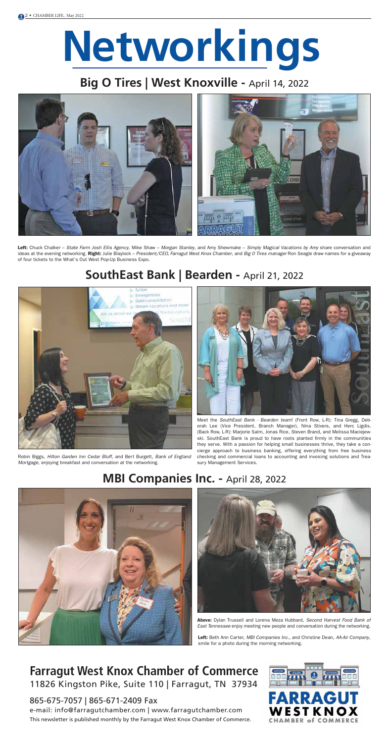# Networkings

## Big O Tires | West Knoxville - April 14, 2022

**Left:** Chuck Chalker – *State Farm Josh Ellis Agency*, Mike Shaw – *Morgan Stanley*, and Amy Shewmake – *Simply Magical Vacations by Amy* share conversation and ideas at the evening networking. **Right:** Julie Blaylock – *President/CEO, Farragut West Knox Chamber*, and *Big O Tires manager* Ron Seagle draw names for a giveaway of four tickets to the What's Out West Pop-Up Business Expo.

## SouthEast Bank | Bearden - April 21, 2022

Robin Biggs, *Hilton Garden Inn Cedar Bluff*, and Bert Burgett, *Bank of England Mortgage*, enjoying breakfast and conversation at the networking.

Meet the *SouthEast Bank - Bearden team*! (Front Row, L-R): Tina Gregg, Deborah Lee (Vice President, Branch Manager), Nina Stivers, and Herc Ligdis. (Back Row, L-R): Marjorie Salm, Jonas Rice, Steven Brand, and Melissa Maciejewski. SouthEast Bank is proud to have roots planted firmly in the communities they serve. With a passion for helping small businesses thrive, they take a concierge approach to business banking, offering everything from free business checking and commercial loans to accounting and invoicing solutions and Treasury Management Services.

## MBI Companies Inc. - April 28, 2022

**Above:** Dylan Trussell and Lorena Meza Hubbard, *Second Harvest Food Bank of East Tennessee* enjoy meeting new people and conversation during the networking.

**Left:** Beth Ann Carter, *MBI Companies Inc.*, and Christine Dean, *AA-Air Company*, smile for a photo during the morning networking.

## Farragut West Knox Chamber of Commerce

11826 Kingston Pike, Suite 110 | Farragut, TN 37934

865-675-7057 | 865-671-2409 Fax

e-mail: info@farragutchamber.com | www.farragutchamber.com

This newsletter is published monthly by the Farragut West Knox Chamber of Commerce.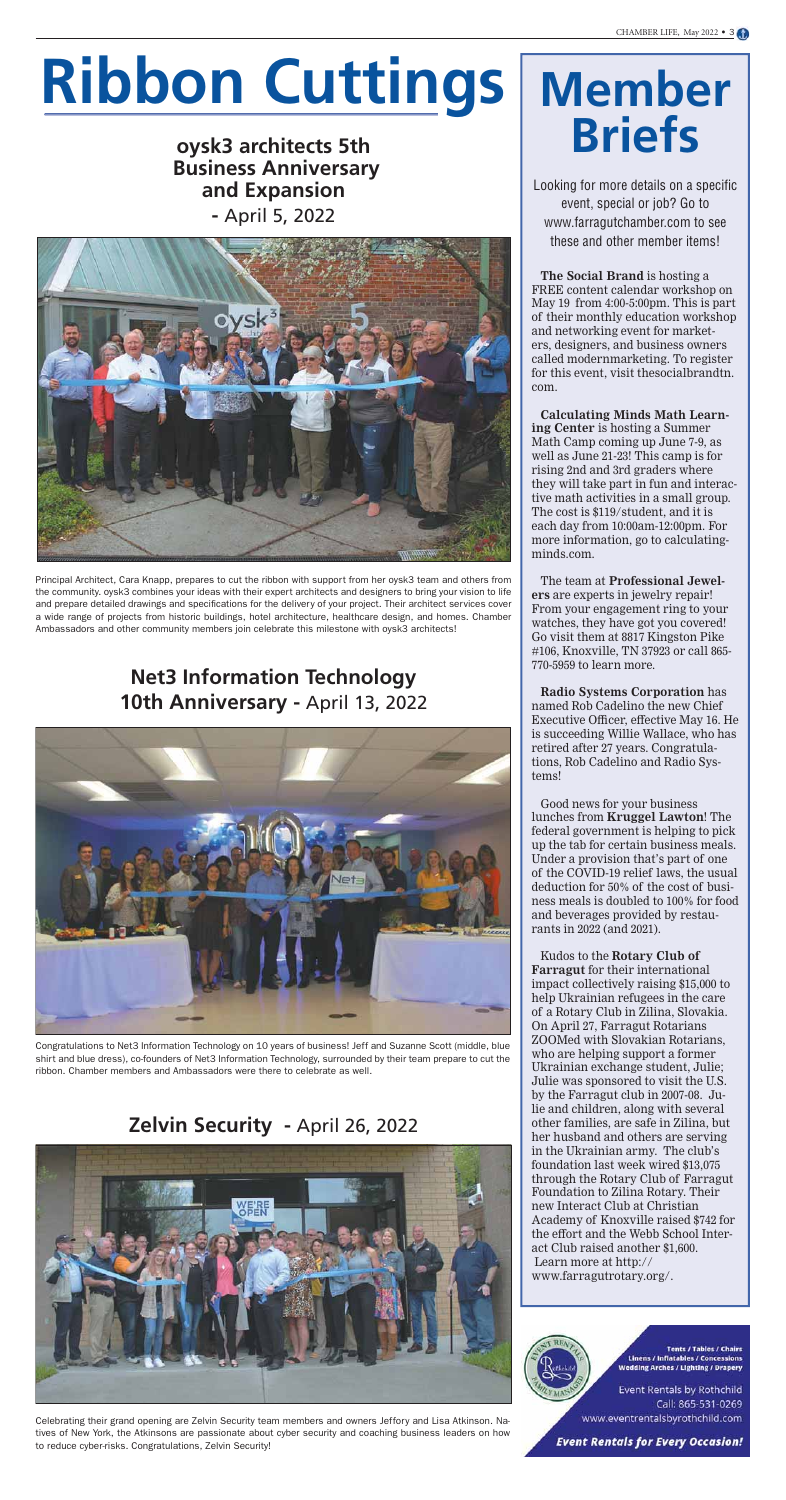# Ribbon Cuttings

## oysk3 architects 5th Business Anniversary and Expansion - April 5, 2022

Principal Architect, Cara Knapp, prepares to cut the ribbon with support from her oysk3 team and others from the community. oysk3 combines your ideas with their expert architects and designers to bring your vision to life and prepare detailed drawings and specifications for the delivery of your project. Their architect services cover a wide range of projects from historic buildings, hotel architecture, healthcare design, and homes. Chamber Ambassadors and other community members join celebrate this milestone with oysk3 architects!

## Net3 Information Technology 10th Anniversary - April 13, 2022

Congratulations to Net3 Information Technology on 10 years of business! Jeff and Suzanne Scott (middle, blue shirt and blue dress), co-founders of Net3 Information Technology, surrounded by their team prepare to cut the ribbon. Chamber members and Ambassadors were there to celebrate as well.

## Zelvin Security - April 26, 2022

Celebrating their grand opening are Zelvin Security team members and owners Jeffory and Lisa Atkinson. Natives of New York, the Atkinsons are passionate about cyber security and coaching business leaders on how to reduce cyber-risks. Congratulations, Zelvin Security!

# Member Briefs

Looking for more details on a specific event, special or job? Go to www.farragutchamber.com to see these and other member items!

**The Social Brand** is hosting a FREE content calendar workshop on May 19 from 4:00-5:00pm. This is part of their monthly education workshop and networking event for marketers, designers, and business owners called modernmarketing. To register for this event, visit thesocialbrandtn.com.

**Calculating Minds Math Learning Center** is hosting a Summer Math Camp coming up June 7-9, as well as June 21-23! This camp is for rising 2nd and 3rd graders where they will take part in fun and interactive math activities in a small group. The cost is $119/student, and it is each day from 10:00am-12:00pm. For more information, go to calculatingminds.com.

The team at **Professional Jewelers** are experts in jewelry repair! From your engagement ring to your watches, they have got you covered! Go visit them at 8817 Kingston Pike #106, Knoxville, TN 37923 or call 865-770-5959 to learn more.

**Radio Systems Corporation** has named Rob Cadelino the new Chief Executive Officer, effective May 16. He is succeeding Willie Wallace, who has retired after 27 years. Congratulations, Rob Cadelino and Radio Systems!

Good news for your business lunches from **Kruggel Lawton**! The federal government is helping to pick up the tab for certain business meals. Under a provision that's part of one of the COVID-19 relief laws, the usual deduction for 50% of the cost of business meals is doubled to 100% for food and beverages provided by restaurants in 2022 (and 2021).

Kudos to the **Rotary Club of Farragut** for their international impact collectively raising $15,000 to help Ukrainian refugees in the care of a Rotary Club in Zilina, Slovakia. On April 27, Farragut Rotarians ZOOMed with Slovakian Rotarians, who are helping support a former Ukrainian exchange student, Julie; Julie was sponsored to visit the U.S. by the Farragut club in 2007-08. Julie and children, along with several other families, are safe in Zilina, but her husband and others are serving in the Ukrainian army. The club's foundation last week wired $13,075 through the Rotary Club of Farragut Foundation to Zilina Rotary. Their new Interact Club at Christian Academy of Knoxville raised $742 for the effort and the Webb School Interact Club raised another $1,600. Learn more at http://www.farragutrotary.org/.

Tents / Tables / Chairs
Linens / Inflatables / Concessions
Wedding Arches / Lighting / Drapery

Event Rentals by Rothchild
Call: 865-531-0269
www.eventrentalsbyrothchild.com

**Event Rentals for Every Occasion!**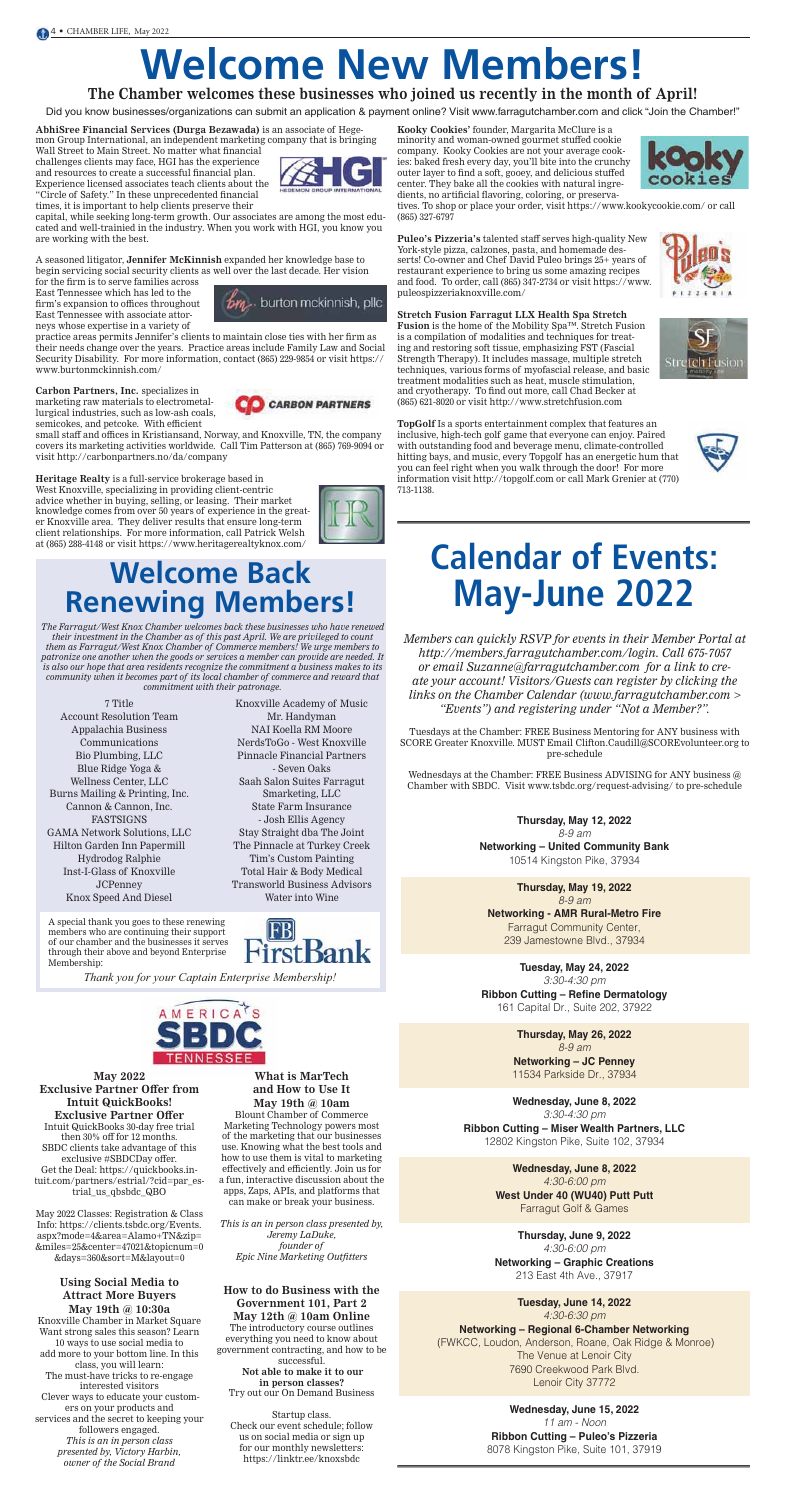# Welcome New Members!

## The Chamber welcomes these businesses who joined us recently in the month of April!

Did you know businesses/organizations can submit an application & payment online? Visit www.farragutchamber.com and click "Join the Chamber!"

**AbhiSree Financial Services (Durga Bezawada)** is an associate of Hegemon Group International, an independent marketing company that is bringing Wall Street to Main Street. No matter what financial challenges clients may face, HGI has the experience and resources to create a successful financial plan. Experience licensed associates teach clients about the "Circle of Safety." In these unprecedented financial times, it is important to help clients preserve their capital, while seeking long-term growth. Our associates are among the most educated and well-trainied in the industry. When you work with HGI, you know you are working with the best.

A seasoned litigator, **Jennifer McKinnish** expanded her knowledge base to begin servicing social security clients as well over the last decade. Her version for the firm is to serve families across East Tennessee which has led to the firm's expansion to offices throughout East Tennessee with associate attorneys whose expertise in a variety of practice areas permits Jennifer's clients to maintain close ties with her firm as their needs change over the years. Practice areas include Family Law and Social Security Disability. For more information, contact (865) 229-9854 or visit https://www.burtonmckinnish.com/

**Carbon Partners, Inc.** specializes in marketing raw materials to electrometallurgical industries, such as low-ash coals, semicokes, and petcoke. With efficient small staff and offices in Kristiansand, Norway, and Knoxville, TN, the company covers its marketing activities worldwide. Call Tim Patterson at (865) 769-9094 or visit http://carbonpartners.no/da/company

**Heritage Realty** is a full-service brokerage based in West Knoxville, specializing in providing client-centric advice whether in buying, selling, or leasing. Their market knowledge comes from over 50 years of experience in the greater Knoxville area. They deliver results that ensure long-term client relationships. For more information, call Patrick Welsh at (865) 288-4148 or visit https://www.heritagerealtyknox.com/

**Kooky Cookies'** founder, Margarita McClure is a minority and woman-owned gourmet stuffed cookie company. Kooky Cookies are not your average cookies: baked fresh every day, you'll bite into the crunchy outer layer to find a soft, gooey, and delicious stuffed center. They bake all the cookies with natural ingredients, no artificial flavoring, coloring, or preservatives. To shop or place your order, visit https://www.kookycookie.com/ or call (865) 327-6797

**Puleo's Pizzeria's** talented staff serves high-quality New York-style pizza, calzones, pasta, and homemade desserts! Co-owner and Chef David Puleo brings 25+ years of restaurant experience to bring us some amazing recipes and food. To order, call (865) 347-2734 or visit https://www.puleospizzeriaknoxville.com/

**Stretch Fusion Farragut LLX Health Spa Stretch Fusion** is the home of the Mobility Spa™. Stretch Fusion is a compilation of modalities and techniques for treating and restoring soft tissue, emphasizing FST (Fascial Strength Therapy). It includes massage, multiple stretch techniques, various forms of myofascial release, and basic treatment modalities such as heat, muscle stimulation, and cryotherapy. To find out more, call Chad Becker at (865) 621-8020 or visit http://www.stretchfusion.com

**TopGolf** Is a sports entertainment complex that features an inclusive, high-tech golf game that everyone can enjoy. Paired with outstanding food and beverage menu, climate-controlled hitting bays, and music, every Topgolf has an energetic hum that you can feel right when you walk through the door! For more information visit http://topgolf.com or call Mark Grenier at (770) 713-1138.

# Welcome Back Renewing Members!

*The Farragut/West Knox Chamber welcomes back these businesses who have renewed their investment in the Chamber as of this past April. We are privileged to count them as Farragut/West Knox Chamber of Commerce members! We urge members to patronize one another when the goods or services a member can provide are needed. It is also our hope that area residents recognize the commitment a business makes to its community when it becomes part of its local chamber of commerce and reward that commitment with their patronage.*

7 Title
Account Resolution Team
Appalachia Business Communications
Bio Plumbing, LLC
Blue Ridge Yoga & Wellness Center, LLC
Burns Mailing & Printing, Inc.
Cannon & Cannon, Inc.
FASTSIGNS
GAMA Network Solutions, LLC
Hilton Garden Inn Papermill
Hydrodog Ralphie
Inst-I-Glass of Knoxville
JCPenney
Knox Speed And Diesel
Knoxville Academy of Music
Mr. Handyman
NAI Koella RM Moore
NerdsToGo - West Knoxville
Pinnacle Financial Partners - Seven Oaks
Saah Salon Suites Farragut
Smarketing, LLC
State Farm Insurance - Josh Ellis Agency
Stay Straight dba The Joint
The Pinnacle at Turkey Creek
Tim's Custom Painting
Total Hair & Body Medical
Transworld Business Advisors
Water into Wine

A special thank you goes to these renewing members who are continuing their support of our chamber and the businesses it serves through their above and beyond Enterprise Membership:

FirstBank

*Thank you for your Captain Enterprise Membership!*

AMERICA'S SBDC TENNESSEE

**May 2022**
**Exclusive Partner Offer from Intuit QuickBooks!**
**Exclusive Partner Offer**
Intuit QuickBooks 30-day free trial then 30% off for 12 months. SBDC clients take advantage of this exclusive #SBDCDay offer.
Get the Deal: https://quickbooks.intuit.com/partners/estrial/?cid=par_estrial_us_qbsbdc_QBO

May 2022 Classes: Registration & Class Info: https://clients.tsbdc.org/Events.aspx?mode=4&area=Alamo+TN&zip=&miles=25&center=47021&topicnum=0&days=360&sort=M&layout=0

**Using Social Media to Attract More Buyers**
**May 19th @ 10:30a**
Knoxville Chamber in Market Square
Want strong sales this season? Learn 10 ways to use social media to add more to your bottom line. In this class, you will learn:
The must-have tricks to re-engage interested visitors
Clever ways to educate your customers on your products and services and the secret to keeping your followers engaged.
*This is an in person class presented by, Victory Harbin, owner of the Social Brand*

**What is MarTech and How to Use It**
**May 19th @ 10am**
Blount Chamber of Commerce
Marketing Technology powers most of the marketing that our businesses use. Knowing what the best tools and how to use them is vital to marketing effectively and efficiently. Join us for a fun, interactive discussion about the apps, Zaps, APIs, and platforms that can make or break your business.

*This is an in person class presented by, Jeremy LaDuke, founder of Epic Nine Marketing Outfitters*

**How to do Business with the Government 101, Part 2**
**May 12th @ 10am Online**
The introductory course outlines everything you need to know about government contracting, and how to be successful.
**Not able to make it to our in person classes?**
Try out our On Demand Business

Startup class.
Check our event schedule; follow us on social media or sign up for our monthly newsletters: https://linktr.ee/knoxsbdc

# Calendar of Events: May-June 2022

*Members can quickly RSVP for events in their Member Portal at http://members.farragutchamber.com/login. Call 675-7057 or email Suzanne@farragutchamber.com for a link to create your account! Visitors/Guests can register by clicking the links on the Chamber Calendar (www.farragutchamber.com > "Events") and registering under "Not a Member?".*

Tuesdays at the Chamber: FREE Business Mentoring for ANY business with SCORE Greater Knoxville. MUST Email Clifton.Caudill@SCOREvolunteer.org to pre-schedule

Wednesdays at the Chamber: FREE Business ADVISING for ANY business @ Chamber with SBDC. Visit www.tsbdc.org/request-advising/ to pre-schedule

**Thursday, May 12, 2022**
*8-9 am*
**Networking – United Community Bank**
10514 Kingston Pike, 37934

**Thursday, May 19, 2022**
*8-9 am*
**Networking - AMR Rural-Metro Fire**
Farragut Community Center,
239 Jamestowne Blvd., 37934

**Tuesday, May 24, 2022**
*3:30-4:30 pm*
**Ribbon Cutting – Refine Dermatology**
161 Capital Dr., Suite 202, 37922

**Thursday, May 26, 2022**
*8-9 am*
**Networking – JC Penney**
11534 Parkside Dr., 37934

**Wednesday, June 8, 2022**
*3:30-4:30 pm*
**Ribbon Cutting – Miser Wealth Partners, LLC**
12802 Kingston Pike, Suite 102, 37934

**Wednesday, June 8, 2022**
*4:30-6:00 pm*
**West Under 40 (WU40) Putt Putt**
Farragut Golf & Games

**Thursday, June 9, 2022**
*4:30-6:00 pm*
**Networking – Graphic Creations**
213 East 4th Ave., 37917

**Tuesday, June 14, 2022**
*4:30-6:30 pm*
**Networking – Regional 6-Chamber Networking**
(FWKCC, Loudon, Anderson, Roane, Oak Ridge & Monroe)
The Venue at Lenoir City
7690 Creekwood Park Blvd.
Lenoir City 37772

**Wednesday, June 15, 2022**
*11 am - Noon*
**Ribbon Cutting – Puleo's Pizzeria**
8078 Kingston Pike, Suite 101, 37919